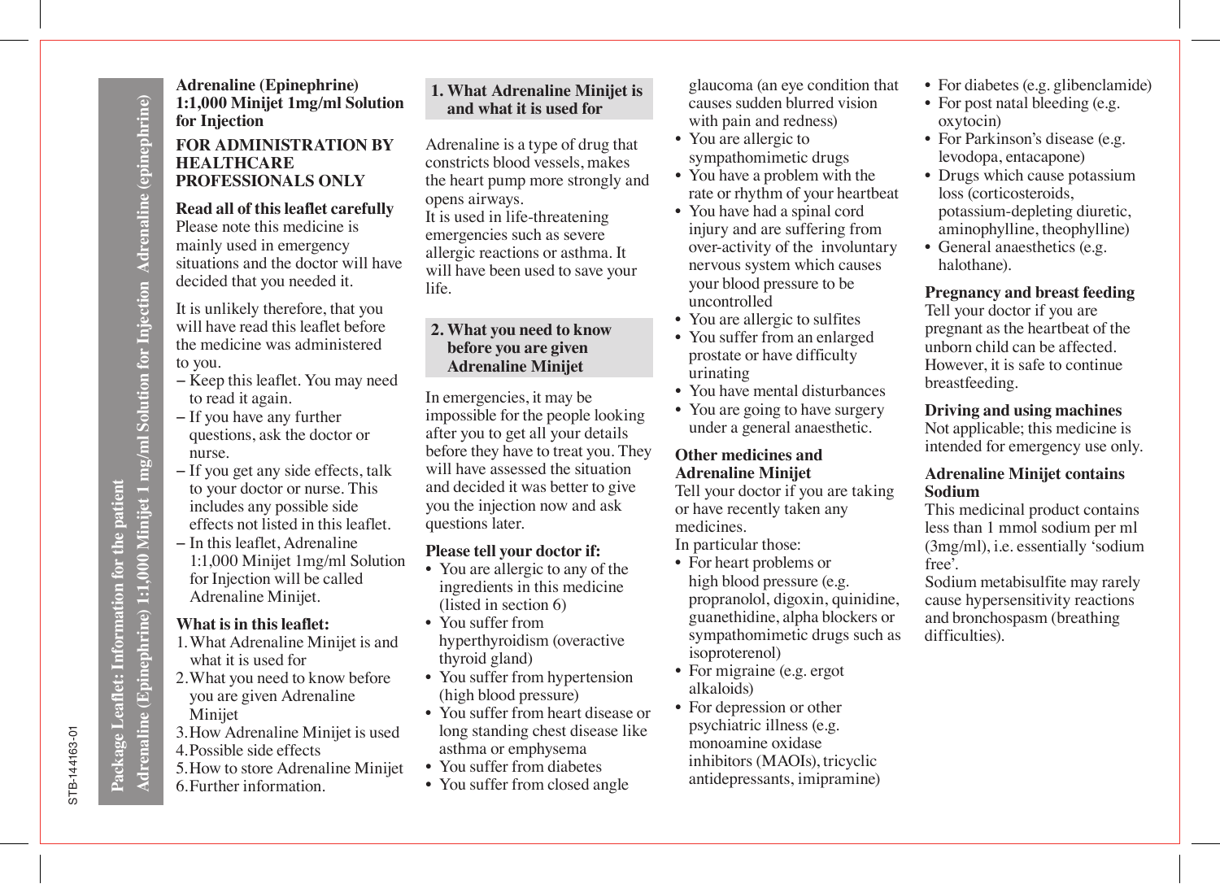# Package Leaflet: Information for the patient

## Adrenaline (Epinephrine) 1:1,000 Minijet 1 mg/ml Solution for Injection Adrenaline (epinephrine)

**Adrenaline (Epinephrine) 1:1,000 Minijet 1mg/ml Solution for Injection**

**FOR ADMINISTRATION BY HEALTHCARE PROFESSIONALS ONLY**

**Read all of this leaflet carefully**
Please note this medicine is mainly used in emergency situations and the doctor will have decided that you needed it.

It is unlikely therefore, that you will have read this leaflet before the medicine was administered to you.

- Keep this leaflet. You may need to read it again.
- If you have any further questions, ask the doctor or nurse.
- If you get any side effects, talk to your doctor or nurse. This includes any possible side effects not listed in this leaflet.
- In this leaflet, Adrenaline 1:1,000 Minijet 1mg/ml Solution for Injection will be called Adrenaline Minijet.

**What is in this leaflet:**

1. What Adrenaline Minijet is and what it is used for
2. What you need to know before you are given Adrenaline Minijet
3. How Adrenaline Minijet is used
4. Possible side effects
5. How to store Adrenaline Minijet
6. Further information.

## 1. What Adrenaline Minijet is and what it is used for

Adrenaline is a type of drug that constricts blood vessels, makes the heart pump more strongly and opens airways.
It is used in life-threatening emergencies such as severe allergic reactions or asthma. It will have been used to save your life.

## 2. What you need to know before you are given Adrenaline Minijet

In emergencies, it may be impossible for the people looking after you to get all your details before they have to treat you. They will have assessed the situation and decided it was better to give you the injection now and ask questions later.

**Please tell your doctor if:**

- You are allergic to any of the ingredients in this medicine (listed in section 6)
- You suffer from hyperthyroidism (overactive thyroid gland)
- You suffer from hypertension (high blood pressure)
- You suffer from heart disease or long standing chest disease like asthma or emphysema
- You suffer from diabetes
- You suffer from closed angle glaucoma (an eye condition that causes sudden blurred vision with pain and redness)
- You are allergic to sympathomimetic drugs
- You have a problem with the rate or rhythm of your heartbeat
- You have had a spinal cord injury and are suffering from over-activity of the involuntary nervous system which causes your blood pressure to be uncontrolled
- You are allergic to sulfites
- You suffer from an enlarged prostate or have difficulty urinating
- You have mental disturbances
- You are going to have surgery under a general anaesthetic.

**Other medicines and Adrenaline Minijet**
Tell your doctor if you are taking or have recently taken any medicines.
In particular those:

- For heart problems or high blood pressure (e.g. propranolol, digoxin, quinidine, guanethidine, alpha blockers or sympathomimetic drugs such as isoproterenol)
- For migraine (e.g. ergot alkaloids)
- For depression or other psychiatric illness (e.g. monoamine oxidase inhibitors (MAOIs), tricyclic antidepressants, imipramine)
- For diabetes (e.g. glibenclamide)
- For post natal bleeding (e.g. oxytocin)
- For Parkinson's disease (e.g. levodopa, entacapone)
- Drugs which cause potassium loss (corticosteroids, potassium-depleting diuretic, aminophylline, theophylline)
- General anaesthetics (e.g. halothane).

**Pregnancy and breast feeding**
Tell your doctor if you are pregnant as the heartbeat of the unborn child can be affected. However, it is safe to continue breastfeeding.

**Driving and using machines**
Not applicable; this medicine is intended for emergency use only.

**Adrenaline Minijet contains Sodium**
This medicinal product contains less than 1 mmol sodium per ml (3mg/ml), i.e. essentially 'sodium free'.
Sodium metabisulfite may rarely cause hypersensitivity reactions and bronchospasm (breathing difficulties).

STB-144163-01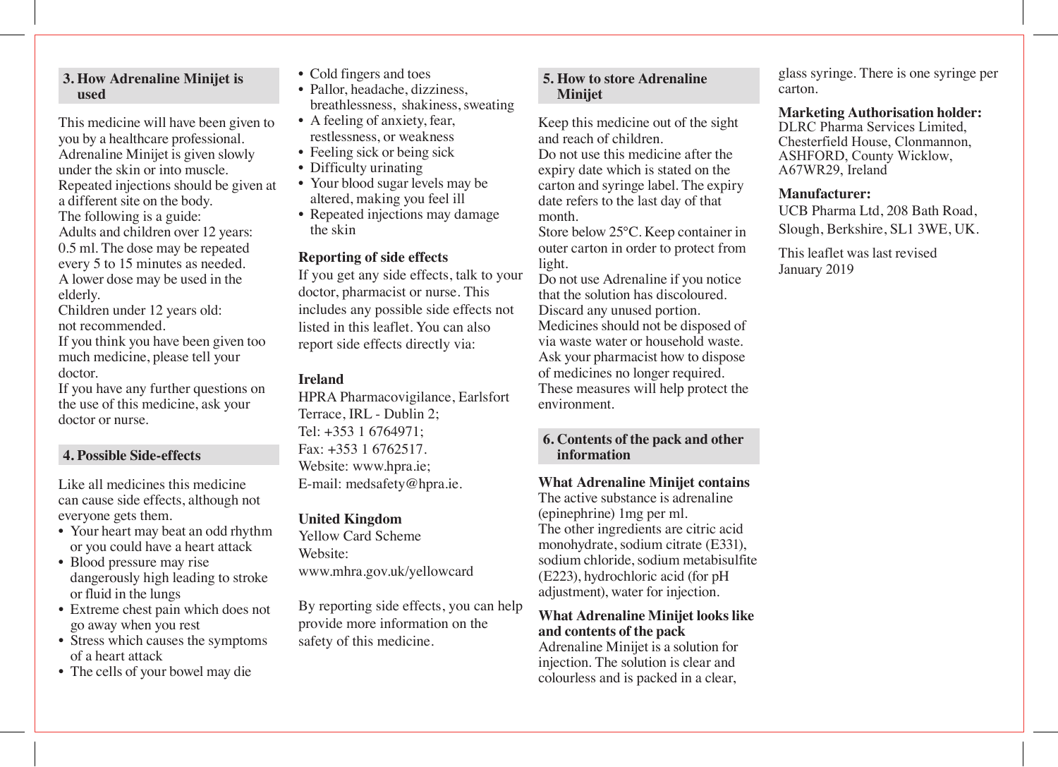## 3. How Adrenaline Minijet is used

This medicine will have been given to you by a healthcare professional. Adrenaline Minijet is given slowly under the skin or into muscle. Repeated injections should be given at a different site on the body.
The following is a guide:
Adults and children over 12 years: 0.5 ml. The dose may be repeated every 5 to 15 minutes as needed. A lower dose may be used in the elderly.
Children under 12 years old: not recommended.
If you think you have been given too much medicine, please tell your doctor.
If you have any further questions on the use of this medicine, ask your doctor or nurse.

## 4. Possible Side-effects

Like all medicines this medicine can cause side effects, although not everyone gets them.

- Your heart may beat an odd rhythm or you could have a heart attack
- Blood pressure may rise dangerously high leading to stroke or fluid in the lungs
- Extreme chest pain which does not go away when you rest
- Stress which causes the symptoms of a heart attack
- The cells of your bowel may die
- Cold fingers and toes
- Pallor, headache, dizziness, breathlessness, shakiness, sweating
- A feeling of anxiety, fear, restlessness, or weakness
- Feeling sick or being sick
- Difficulty urinating
- Your blood sugar levels may be altered, making you feel ill
- Repeated injections may damage the skin

**Reporting of side effects**

If you get any side effects, talk to your doctor, pharmacist or nurse. This includes any possible side effects not listed in this leaflet. You can also report side effects directly via:

**Ireland**
HPRA Pharmacovigilance, Earlsfort Terrace, IRL - Dublin 2;
Tel: +353 1 6764971;
Fax: +353 1 6762517.
Website: www.hpra.ie;
E-mail: medsafety@hpra.ie.

**United Kingdom**
Yellow Card Scheme
Website:
www.mhra.gov.uk/yellowcard

By reporting side effects, you can help provide more information on the safety of this medicine.

## 5. How to store Adrenaline Minijet

Keep this medicine out of the sight and reach of children.
Do not use this medicine after the expiry date which is stated on the carton and syringe label. The expiry date refers to the last day of that month.
Store below 25°C. Keep container in outer carton in order to protect from light.
Do not use Adrenaline if you notice that the solution has discoloured. Discard any unused portion.
Medicines should not be disposed of via waste water or household waste. Ask your pharmacist how to dispose of medicines no longer required. These measures will help protect the environment.

## 6. Contents of the pack and other information

**What Adrenaline Minijet contains**
The active substance is adrenaline (epinephrine) 1mg per ml.
The other ingredients are citric acid monohydrate, sodium citrate (E331), sodium chloride, sodium metabisulfite (E223), hydrochloric acid (for pH adjustment), water for injection.

**What Adrenaline Minijet looks like and contents of the pack**
Adrenaline Minijet is a solution for injection. The solution is clear and colourless and is packed in a clear, glass syringe. There is one syringe per carton.

**Marketing Authorisation holder:**
DLRC Pharma Services Limited, Chesterfield House, Clonmannon, ASHFORD, County Wicklow, A67WR29, Ireland

**Manufacturer:**
UCB Pharma Ltd, 208 Bath Road, Slough, Berkshire, SL1 3WE, UK.

This leaflet was last revised January 2019